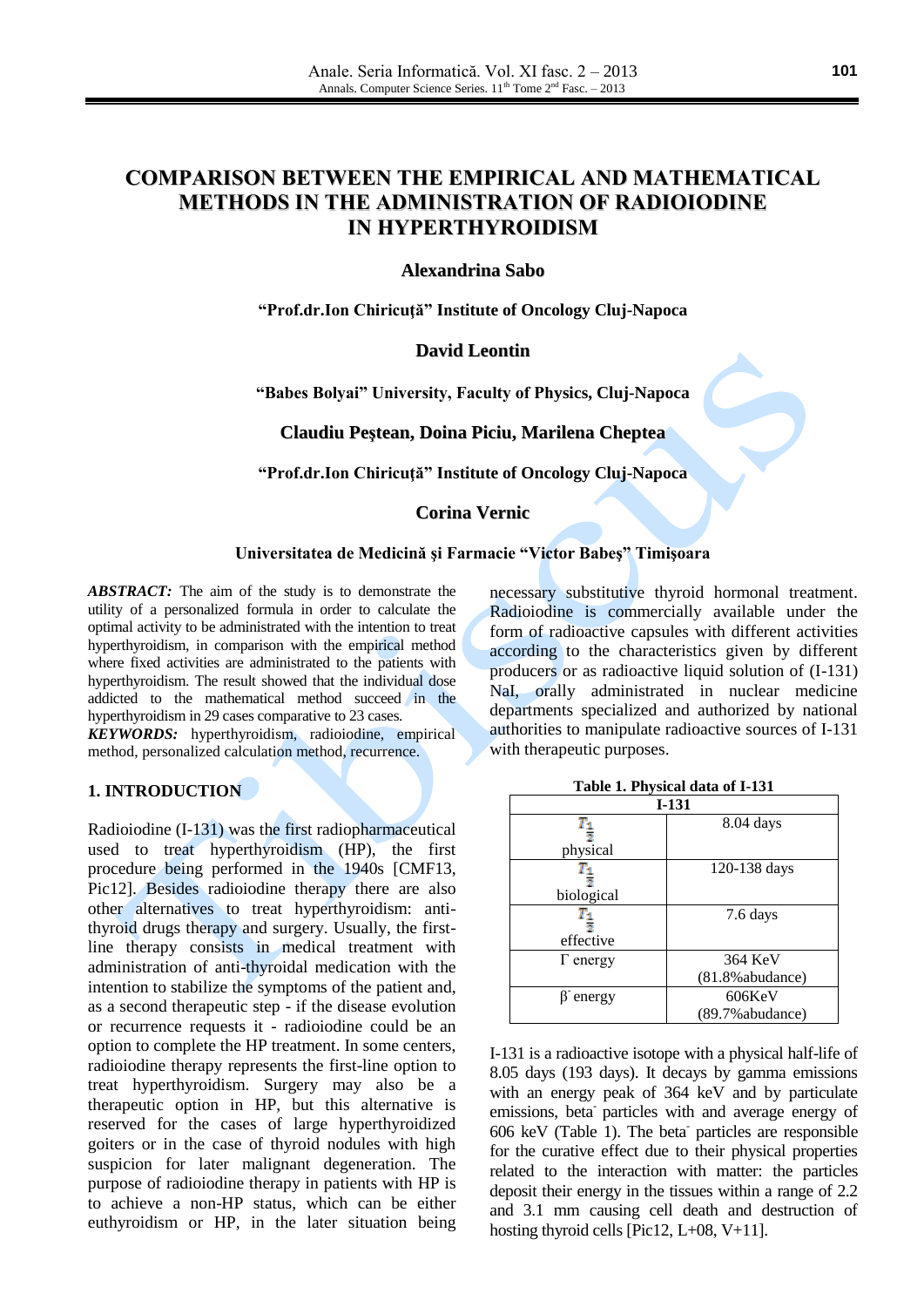# COMPARISON BETWEEN THE EMPIRICAL AND MATHEMATICAL METHODS IN THE ADMINISTRATION OF RADIOIODINE IN HYPERTHYROIDISM

**Alexandrina Sabo**

**"Prof.dr.Ion Chiricuţă" Institute of Oncology Cluj-Napoca**

**David Leontin**

**"Babes Bolyai" University, Faculty of Physics, Cluj-Napoca**

**Claudiu Peştean, Doina Piciu, Marilena Cheptea**

**"Prof.dr.Ion Chiricuţă" Institute of Oncology Cluj-Napoca**

**Corina Vernic**

**Universitatea de Medicină şi Farmacie "Victor Babeş" Timişoara**

***ABSTRACT:*** The aim of the study is to demonstrate the utility of a personalized formula in order to calculate the optimal activity to be administrated with the intention to treat hyperthyroidism, in comparison with the empirical method where fixed activities are administrated to the patients with hyperthyroidism. The result showed that the individual dose addicted to the mathematical method succeed in the hyperthyroidism in 29 cases comparative to 23 cases.

***KEYWORDS:*** hyperthyroidism, radioiodine, empirical method, personalized calculation method, recurrence.

## 1. INTRODUCTION

Radioiodine (I-131) was the first radiopharmaceutical used to treat hyperthyroidism (HP), the first procedure being performed in the 1940s [CMF13, Pic12]. Besides radioiodine therapy there are also other alternatives to treat hyperthyroidism: anti-thyroid drugs therapy and surgery. Usually, the first-line therapy consists in medical treatment with administration of anti-thyroidal medication with the intention to stabilize the symptoms of the patient and, as a second therapeutic step - if the disease evolution or recurrence requests it - radioiodine could be an option to complete the HP treatment. In some centers, radioiodine therapy represents the first-line option to treat hyperthyroidism. Surgery may also be a therapeutic option in HP, but this alternative is reserved for the cases of large hyperthyroidized goiters or in the case of thyroid nodules with high suspicion for later malignant degeneration. The purpose of radioiodine therapy in patients with HP is to achieve a non-HP status, which can be either euthyroidism or HP, in the later situation being necessary substitutive thyroid hormonal treatment. Radioiodine is commercially available under the form of radioactive capsules with different activities according to the characteristics given by different producers or as radioactive liquid solution of (I-131) NaI, orally administrated in nuclear medicine departments specialized and authorized by national authorities to manipulate radioactive sources of I-131 with therapeutic purposes.

**Table 1. Physical data of I-131**

| I-131 | |
|---|---|
| $T_{\frac{1}{2}}$ physical | 8.04 days |
| $T_{\frac{1}{2}}$ biological | 120-138 days |
| $T_{\frac{1}{2}}$ effective | 7.6 days |
| Γ energy | 364 KeV (81.8%abudance) |
| $\beta^-$ energy | 606KeV (89.7%abudance) |

I-131 is a radioactive isotope with a physical half-life of 8.05 days (193 days). It decays by gamma emissions with an energy peak of 364 keV and by particulate emissions, beta$^-$ particles with and average energy of 606 keV (Table 1). The beta$^-$ particles are responsible for the curative effect due to their physical properties related to the interaction with matter: the particles deposit their energy in the tissues within a range of 2.2 and 3.1 mm causing cell death and destruction of hosting thyroid cells [Pic12, L+08, V+11].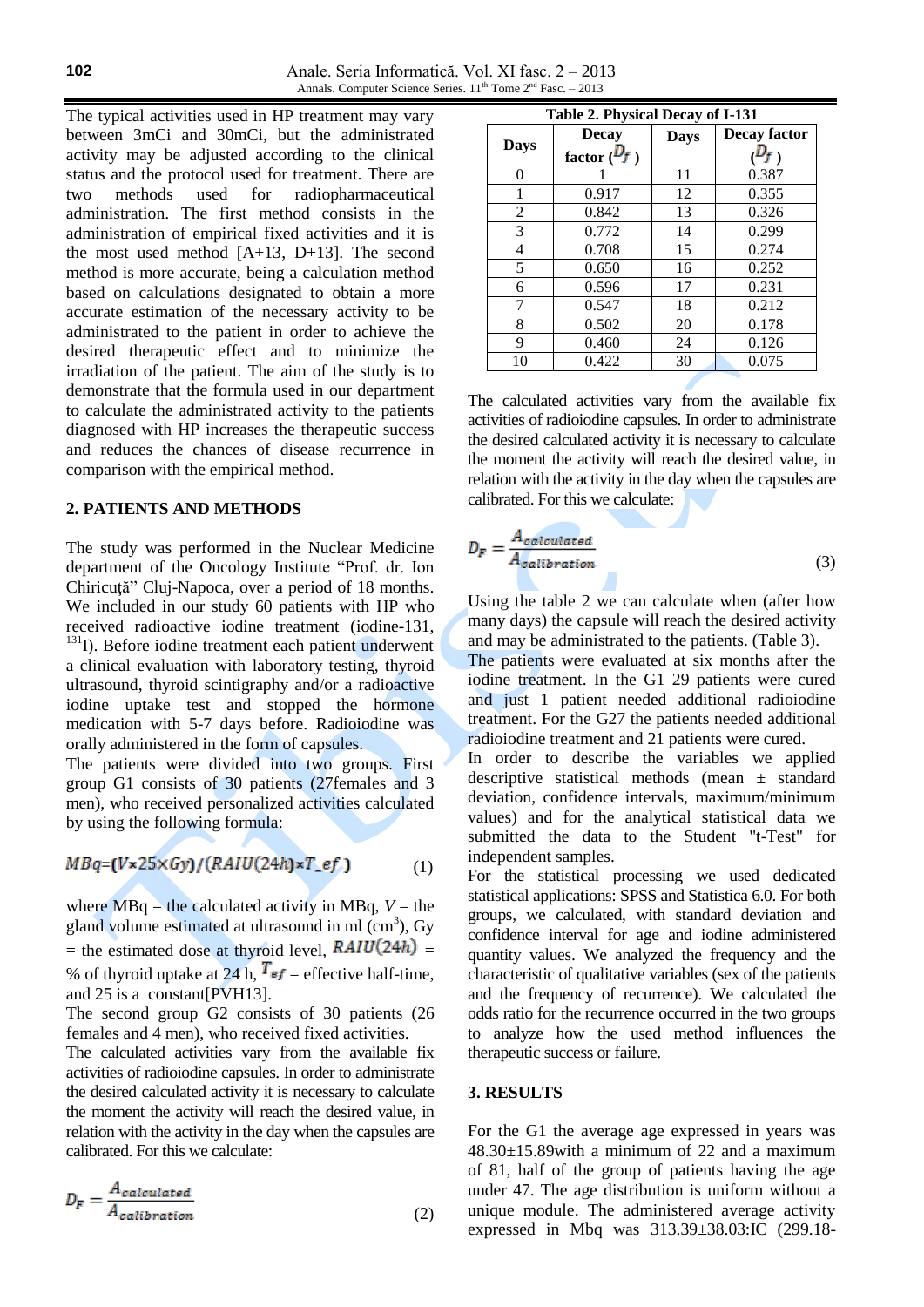The typical activities used in HP treatment may vary between 3mCi and 30mCi, but the administrated activity may be adjusted according to the clinical status and the protocol used for treatment. There are two methods used for radiopharmaceutical administration. The first method consists in the administration of empirical fixed activities and it is the most used method [A+13, D+13]. The second method is more accurate, being a calculation method based on calculations designated to obtain a more accurate estimation of the necessary activity to be administrated to the patient in order to achieve the desired therapeutic effect and to minimize the irradiation of the patient. The aim of the study is to demonstrate that the formula used in our department to calculate the administrated activity to the patients diagnosed with HP increases the therapeutic success and reduces the chances of disease recurrence in comparison with the empirical method.

## 2. PATIENTS AND METHODS

The study was performed in the Nuclear Medicine department of the Oncology Institute "Prof. dr. Ion Chiricuță" Cluj-Napoca, over a period of 18 months. We included in our study 60 patients with HP who received radioactive iodine treatment (iodine-131, $^{131}I$). Before iodine treatment each patient underwent a clinical evaluation with laboratory testing, thyroid ultrasound, thyroid scintigraphy and/or a radioactive iodine uptake test and stopped the hormone medication with 5-7 days before. Radioiodine was orally administered in the form of capsules.

The patients were divided into two groups. First group G1 consists of 30 patients (27females and 3 men), who received personalized activities calculated by using the following formula:

$$MBq=(V \times 25 \times Gy)/(RAIU(24h) \times T\_ef) \quad (1)$$

where MBq = the calculated activity in MBq, $V$ = the gland volume estimated at ultrasound in ml ($cm^3$), Gy = the estimated dose at thyroid level, $RAIU(24h)$ = % of thyroid uptake at 24 h, $T_{ef}$ = effective half-time, and 25 is a constant[PVH13].

The second group G2 consists of 30 patients (26 females and 4 men), who received fixed activities.

The calculated activities vary from the available fix activities of radioiodine capsules. In order to administrate the desired calculated activity it is necessary to calculate the moment the activity will reach the desired value, in relation with the activity in the day when the capsules are calibrated. For this we calculate:

$$D_F = \frac{A_{calculated}}{A_{calibration}} \quad (2)$$

**Table 2. Physical Decay of I-131**

| Days | Decay factor ($D_f$) | Days | Decay factor ($D_f$) |
|---|---|---|---|
| 0 | 1 | 11 | 0.387 |
| 1 | 0.917 | 12 | 0.355 |
| 2 | 0.842 | 13 | 0.326 |
| 3 | 0.772 | 14 | 0.299 |
| 4 | 0.708 | 15 | 0.274 |
| 5 | 0.650 | 16 | 0.252 |
| 6 | 0.596 | 17 | 0.231 |
| 7 | 0.547 | 18 | 0.212 |
| 8 | 0.502 | 20 | 0.178 |
| 9 | 0.460 | 24 | 0.126 |
| 10 | 0.422 | 30 | 0.075 |

The calculated activities vary from the available fix activities of radioiodine capsules. In order to administrate the desired calculated activity it is necessary to calculate the moment the activity will reach the desired value, in relation with the activity in the day when the capsules are calibrated. For this we calculate:

$$D_F = \frac{A_{calculated}}{A_{calibration}} \quad (3)$$

Using the table 2 we can calculate when (after how many days) the capsule will reach the desired activity and may be administrated to the patients. (Table 3).

The patients were evaluated at six months after the iodine treatment. In the G1 29 patients were cured and just 1 patient needed additional radioiodine treatment. For the G27 the patients needed additional radioiodine treatment and 21 patients were cured.

In order to describe the variables we applied descriptive statistical methods (mean ± standard deviation, confidence intervals, maximum/minimum values) and for the analytical statistical data we submitted the data to the Student "t-Test" for independent samples.

For the statistical processing we used dedicated statistical applications: SPSS and Statistica 6.0. For both groups, we calculated, with standard deviation and confidence interval for age and iodine administered quantity values. We analyzed the frequency and the characteristic of qualitative variables (sex of the patients and the frequency of recurrence). We calculated the odds ratio for the recurrence occurred in the two groups to analyze how the used method influences the therapeutic success or failure.

## 3. RESULTS

For the G1 the average age expressed in years was 48.30±15.89with a minimum of 22 and a maximum of 81, half of the group of patients having the age under 47. The age distribution is uniform without a unique module. The administered average activity expressed in Mbq was 313.39±38.03:IC (299.18-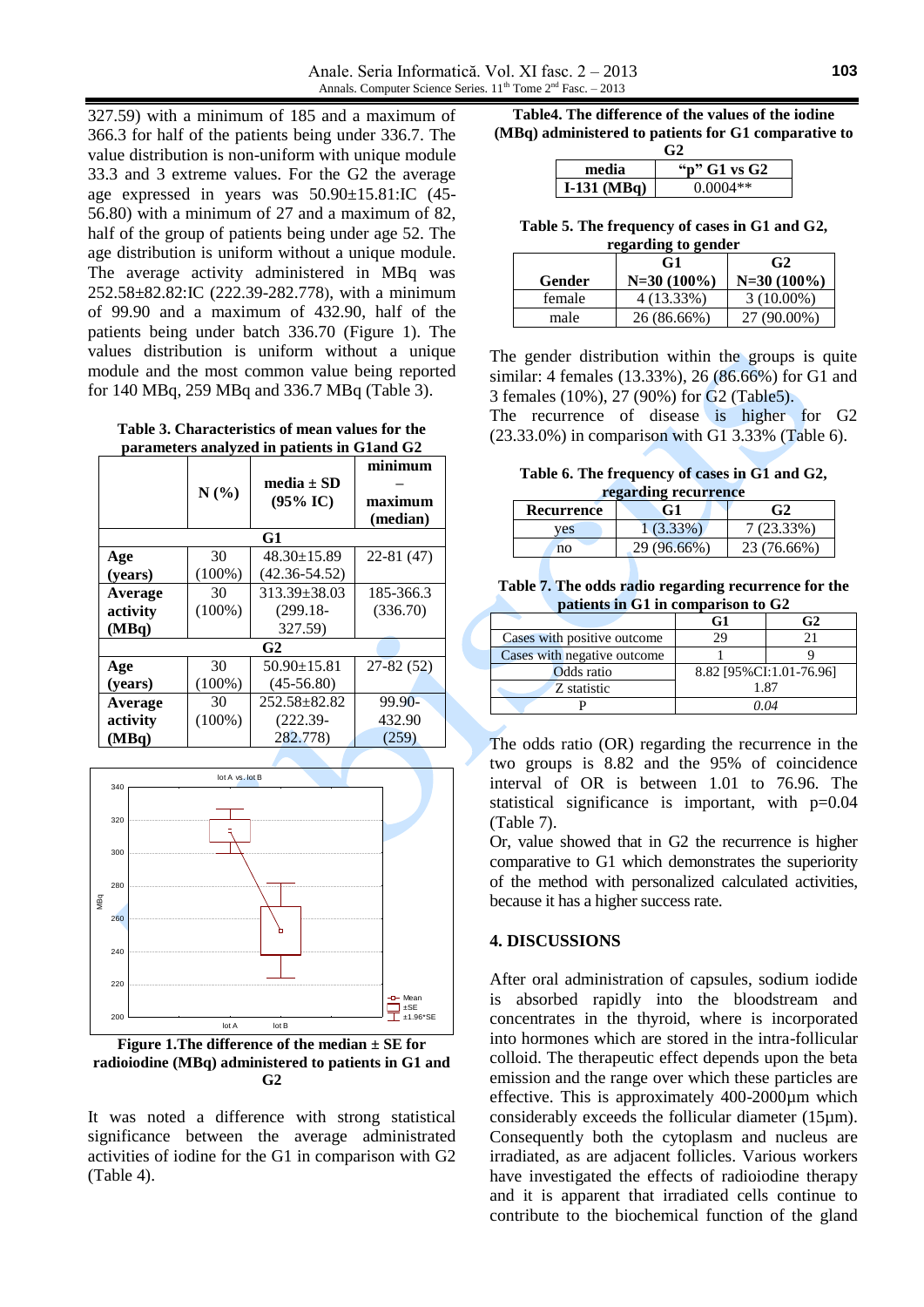327.59) with a minimum of 185 and a maximum of 366.3 for half of the patients being under 336.7. The value distribution is non-uniform with unique module 33.3 and 3 extreme values. For the G2 the average age expressed in years was 50.90±15.81:IC (45-56.80) with a minimum of 27 and a maximum of 82, half of the group of patients being under age 52. The age distribution is uniform without a unique module. The average activity administered in MBq was 252.58±82.82:IC (222.39-282.778), with a minimum of 99.90 and a maximum of 432.90, half of the patients being under batch 336.70 (Figure 1). The values distribution is uniform without a unique module and the most common value being reported for 140 MBq, 259 MBq and 336.7 MBq (Table 3).

**Table 3. Characteristics of mean values for the parameters analyzed in patients in G1and G2**

| | N (%) | media ± SD (95% IC) | minimum – maximum (median) |
|---|---|---|---|
| **G1** | | | |
| **Age (years)** | 30 (100%) | 48.30±15.89 (42.36-54.52) | 22-81 (47) |
| **Average activity (MBq)** | 30 (100%) | 313.39±38.03 (299.18-327.59) | 185-366.3 (336.70) |
| **G2** | | | |
| **Age (years)** | 30 (100%) | 50.90±15.81 (45-56.80) | 27-82 (52) |
| **Average activity (MBq)** | 30 (100%) | 252.58±82.82 (222.39-282.778) | 99.90-432.90 (259) |

**Figure 1.The difference of the median ± SE for radioiodine (MBq) administered to patients in G1 and G2**

It was noted a difference with strong statistical significance between the average administrated activities of iodine for the G1 in comparison with G2 (Table 4).

**Table4. The difference of the values of the iodine (MBq) administered to patients for G1 comparative to G2**

| media | "p" G1 vs G2 |
|---|---|
| I-131 (MBq) | 0.0004** |

**Table 5. The frequency of cases in G1 and G2, regarding to gender**

| Gender | G1 N=30 (100%) | G2 N=30 (100%) |
|---|---|---|
| female | 4 (13.33%) | 3 (10.00%) |
| male | 26 (86.66%) | 27 (90.00%) |

The gender distribution within the groups is quite similar: 4 females (13.33%), 26 (86.66%) for G1 and 3 females (10%), 27 (90%) for G2 (Table5).

The recurrence of disease is higher for G2 (23.33.0%) in comparison with G1 3.33% (Table 6).

**Table 6. The frequency of cases in G1 and G2, regarding recurrence**

| Recurrence | G1 | G2 |
|---|---|---|
| yes | 1 (3.33%) | 7 (23.33%) |
| no | 29 (96.66%) | 23 (76.66%) |

**Table 7. The odds radio regarding recurrence for the patients in G1 in comparison to G2**

| | G1 | G2 |
|---|---|---|
| Cases with positive outcome | 29 | 21 |
| Cases with negative outcome | 1 | 9 |
| Odds ratio | 8.82 [95%CI:1.01-76.96] | |
| Z statistic | 1.87 | |
| P | *0.04* | |

The odds ratio (OR) regarding the recurrence in the two groups is 8.82 and the 95% of coincidence interval of OR is between 1.01 to 76.96. The statistical significance is important, with p=0.04 (Table 7).

Or, value showed that in G2 the recurrence is higher comparative to G1 which demonstrates the superiority of the method with personalized calculated activities, because it has a higher success rate.

## 4. DISCUSSIONS

After oral administration of capsules, sodium iodide is absorbed rapidly into the bloodstream and concentrates in the thyroid, where is incorporated into hormones which are stored in the intra-follicular colloid. The therapeutic effect depends upon the beta emission and the range over which these particles are effective. This is approximately 400-2000μm which considerably exceeds the follicular diameter (15μm). Consequently both the cytoplasm and nucleus are irradiated, as are adjacent follicles. Various workers have investigated the effects of radioiodine therapy and it is apparent that irradiated cells continue to contribute to the biochemical function of the gland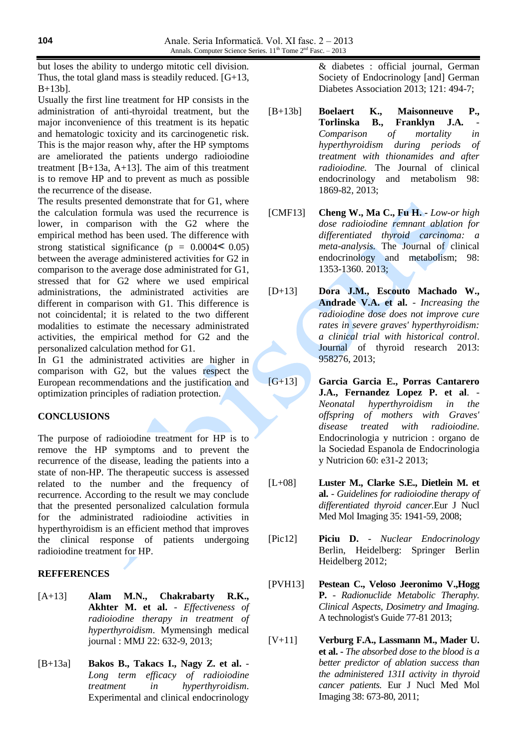but loses the ability to undergo mitotic cell division. Thus, the total gland mass is steadily reduced. [G+13, B+13b].

Usually the first line treatment for HP consists in the administration of anti-thyroidal treatment, but the major inconvenience of this treatment is its hepatic and hematologic toxicity and its carcinogenetic risk. This is the major reason why, after the HP symptoms are ameliorated the patients undergo radioiodine treatment [B+13a, A+13]. The aim of this treatment is to remove HP and to prevent as much as possible the recurrence of the disease.

The results presented demonstrate that for G1, where the calculation formula was used the recurrence is lower, in comparison with the G2 where the empirical method has been used. The difference with strong statistical significance ($p = 0.0004 < 0.05$) between the average administered activities for G2 in comparison to the average dose administrated for G1, stressed that for G2 where we used empirical administrations, the administrated activities are different in comparison with G1. This difference is not coincidental; it is related to the two different modalities to estimate the necessary administrated activities, the empirical method for G2 and the personalized calculation method for G1.

In G1 the administrated activities are higher in comparison with G2, but the values respect the European recommendations and the justification and optimization principles of radiation protection.

## CONCLUSIONS

The purpose of radioiodine treatment for HP is to remove the HP symptoms and to prevent the recurrence of the disease, leading the patients into a state of non-HP. The therapeutic success is assessed related to the number and the frequency of recurrence. According to the result we may conclude that the presented personalized calculation formula for the administrated radioiodine activities in hyperthyroidism is an efficient method that improves the clinical response of patients undergoing radioiodine treatment for HP.

## REFFERENCES

[A+13] **Alam M.N., Chakrabarty R.K., Akhter M. et al.** - *Effectiveness of radioiodine therapy in treatment of hyperthyroidism*. Mymensingh medical journal : MMJ 22: 632-9, 2013;

[B+13a] **Bakos B., Takacs I., Nagy Z. et al.** - *Long term efficacy of radioiodine treatment in hyperthyroidism*. Experimental and clinical endocrinology & diabetes : official journal, German Society of Endocrinology [and] German Diabetes Association 2013; 121: 494-7;

[B+13b] **Boelaert K., Maisonneuve P., Torlinska B., Franklyn J.A.** - *Comparison of mortality in hyperthyroidism during periods of treatment with thionamides and after radioiodine.* The Journal of clinical endocrinology and metabolism 98: 1869-82, 2013;

[CMF13] **Cheng W., Ma C., Fu H.** - *Low-or high dose radioiodine remnant ablation for differentiated thyroid carcinoma: a meta-analysis.* The Journal of clinical endocrinology and metabolism; 98: 1353-1360. 2013;

[D+13] **Dora J.M., Escouto Machado W., Andrade V.A. et al.** - *Increasing the radioiodine dose does not improve cure rates in severe graves' hyperthyroidism: a clinical trial with historical control*. Journal of thyroid research 2013: 958276, 2013;

[G+13] **Garcia Garcia E., Porras Cantarero J.A., Fernandez Lopez P. et al**. - *Neonatal hyperthyroidism in the offspring of mothers with Graves' disease treated with radioiodine.* Endocrinologia y nutricion : organo de la Sociedad Espanola de Endocrinologia y Nutricion 60: e31-2 2013;

[L+08] **Luster M., Clarke S.E., Dietlein M. et al.** - *Guidelines for radioiodine therapy of differentiated thyroid cancer.*Eur J Nucl Med Mol Imaging 35: 1941-59, 2008;

[Pic12] **Piciu D.** - *Nuclear Endocrinology* Berlin, Heidelberg: Springer Berlin Heidelberg 2012;

[PVH13] **Pestean C., Veloso Jeeronimo V.,Hogg P.** - *Radionuclide Metabolic Theraphy. Clinical Aspects, Dosimetry and Imaging.* A technologist's Guide 77-81 2013;

[V+11] **Verburg F.A., Lassmann M., Mader U. et al.** - *The absorbed dose to the blood is a better predictor of ablation success than the administered 131I activity in thyroid cancer patients.* Eur J Nucl Med Mol Imaging 38: 673-80, 2011;